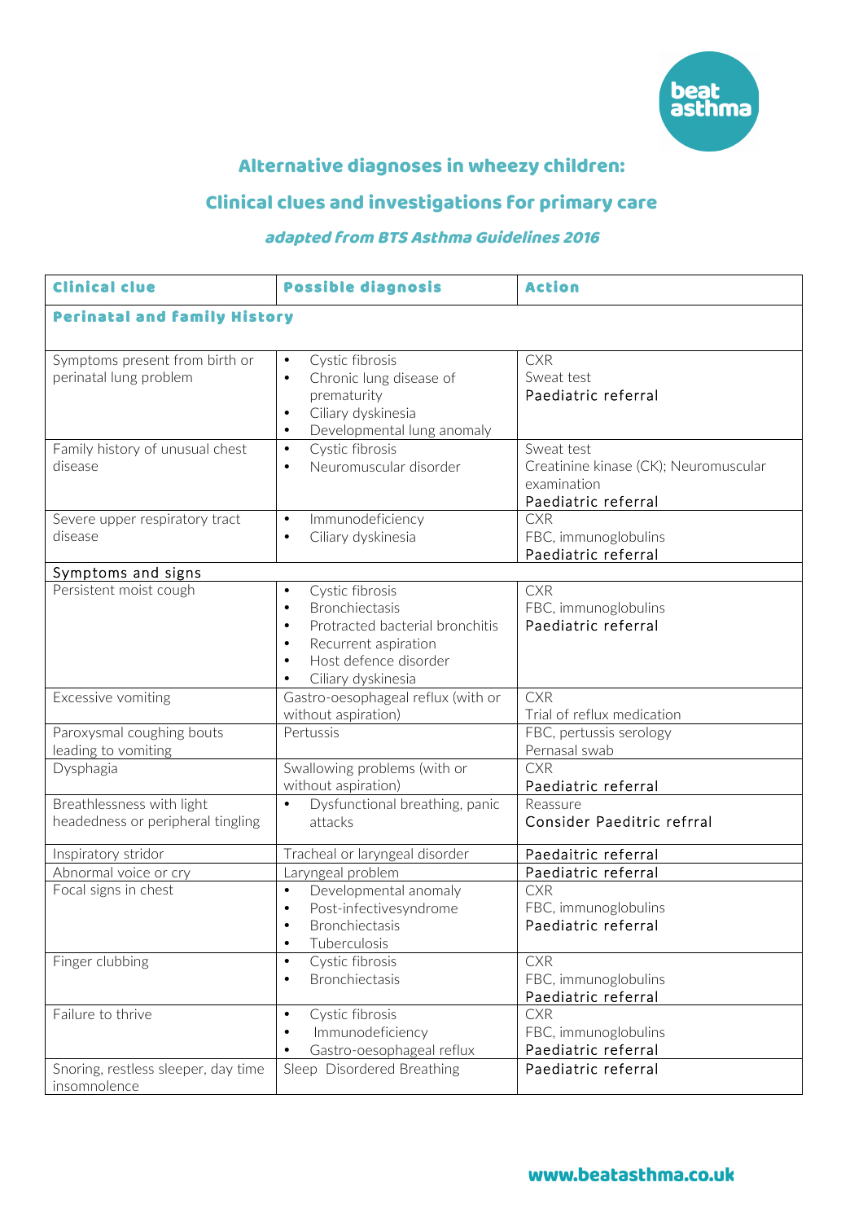# Alternative diagnoses in wheezy children:

## Clinical clues and investigations for primary care

***adapted from BTS Asthma Guidelines 2016***

| Clinical clue | Possible diagnosis | Action |
|---|---|---|
| **Perinatal and family History** | | |
| Symptoms present from birth or perinatal lung problem | • Cystic fibrosis<br>• Chronic lung disease of prematurity<br>• Ciliary dyskinesia<br>• Developmental lung anomaly | CXR<br>Sweat test<br>Paediatric referral |
| Family history of unusual chest disease | • Cystic fibrosis<br>• Neuromuscular disorder | Sweat test<br>Creatinine kinase (CK); Neuromuscular examination<br>Paediatric referral |
| Severe upper respiratory tract disease | • Immunodeficiency<br>• Ciliary dyskinesia | CXR<br>FBC, immunoglobulins<br>Paediatric referral |
| Symptoms and signs | | |
| Persistent moist cough | • Cystic fibrosis<br>• Bronchiectasis<br>• Protracted bacterial bronchitis<br>• Recurrent aspiration<br>• Host defence disorder<br>• Ciliary dyskinesia | CXR<br>FBC, immunoglobulins<br>Paediatric referral |
| Excessive vomiting | Gastro-oesophageal reflux (with or without aspiration) | CXR<br>Trial of reflux medication |
| Paroxysmal coughing bouts leading to vomiting | Pertussis | FBC, pertussis serology<br>Pernasal swab |
| Dysphagia | Swallowing problems (with or without aspiration) | CXR<br>Paediatric referral |
| Breathlessness with light headedness or peripheral tingling | • Dysfunctional breathing, panic attacks | Reassure<br>Consider Paeditric refrral |
| Inspiratory stridor | Tracheal or laryngeal disorder | Paedaitric referral |
| Abnormal voice or cry | Laryngeal problem | Paedaitric referral |
| Focal signs in chest | • Developmental anomaly<br>• Post-infectivesyndrome<br>• Bronchiectasis<br>• Tuberculosis | CXR<br>FBC, immunoglobulins<br>Paediatric referral |
| Finger clubbing | • Cystic fibrosis<br>• Bronchiectasis | CXR<br>FBC, immunoglobulins<br>Paediatric referral |
| Failure to thrive | • Cystic fibrosis<br>• Immunodeficiency<br>• Gastro-oesophageal reflux | CXR<br>FBC, immunoglobulins<br>Paediatric referral |
| Snoring, restless sleeper, day time insomnolence | Sleep Disordered Breathing | Paediatric referral |

www.beatasthma.co.uk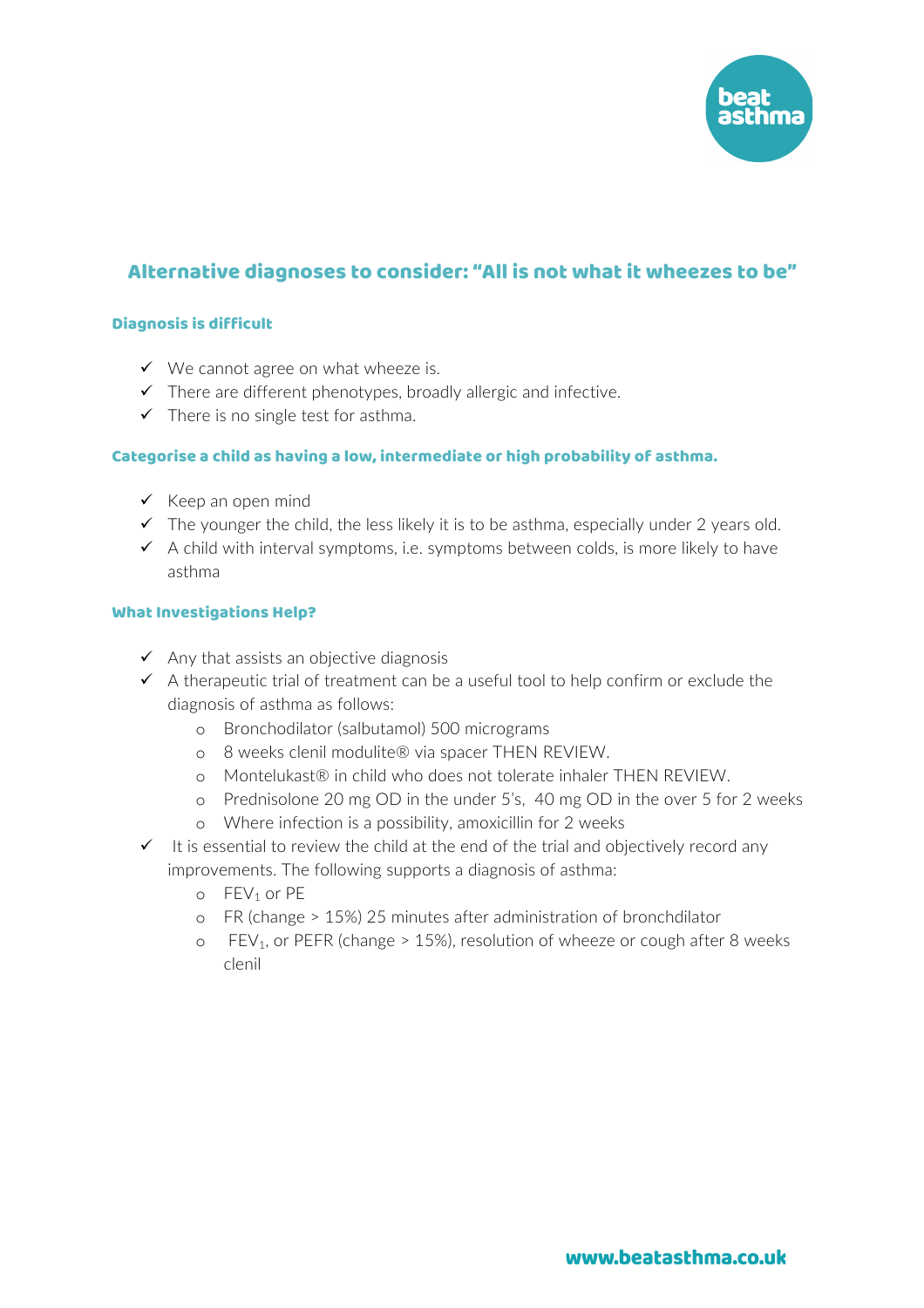## Alternative diagnoses to consider: "All is not what it wheezes to be"

### Diagnosis is difficult

- ✓ We cannot agree on what wheeze is.
- ✓ There are different phenotypes, broadly allergic and infective.
- ✓ There is no single test for asthma.

### Categorise a child as having a low, intermediate or high probability of asthma.

- ✓ Keep an open mind
- ✓ The younger the child, the less likely it is to be asthma, especially under 2 years old.
- ✓ A child with interval symptoms, i.e. symptoms between colds, is more likely to have asthma

### What Investigations Help?

- ✓ Any that assists an objective diagnosis
- ✓ A therapeutic trial of treatment can be a useful tool to help confirm or exclude the diagnosis of asthma as follows:
  - Bronchodilator (salbutamol) 500 micrograms
  - 8 weeks clenil modulite® via spacer THEN REVIEW.
  - Montelukast® in child who does not tolerate inhaler THEN REVIEW.
  - Prednisolone 20 mg OD in the under 5's, 40 mg OD in the over 5 for 2 weeks
  - Where infection is a possibility, amoxicillin for 2 weeks
- ✓ It is essential to review the child at the end of the trial and objectively record any improvements. The following supports a diagnosis of asthma:
  - $FEV_1$ or PE
  - FR (change > 15%) 25 minutes after administration of bronchdilator
  - $FEV_1$, or PEFR (change > 15%), resolution of wheeze or cough after 8 weeks clenil

www.beatasthma.co.uk